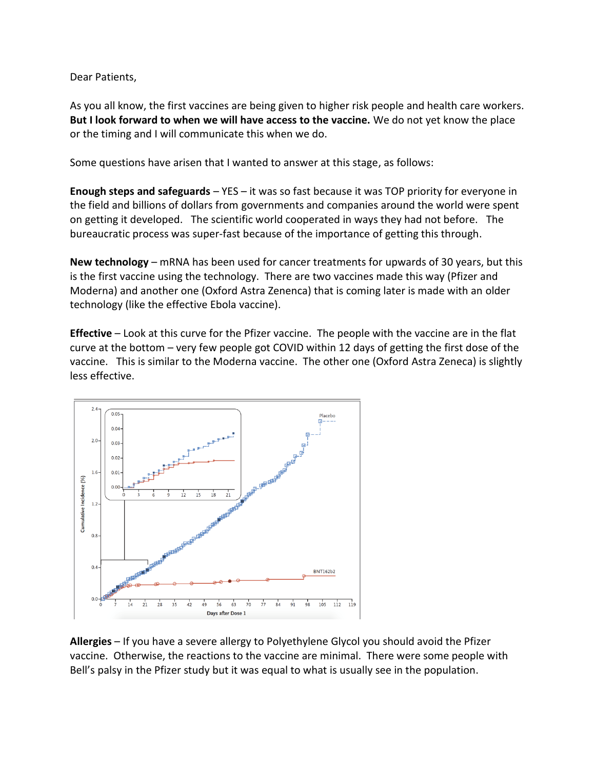Dear Patients,

As you all know, the first vaccines are being given to higher risk people and health care workers. **But I look forward to when we will have access to the vaccine.** We do not yet know the place or the timing and I will communicate this when we do.

Some questions have arisen that I wanted to answer at this stage, as follows:

**Enough steps and safeguards** – YES – it was so fast because it was TOP priority for everyone in the field and billions of dollars from governments and companies around the world were spent on getting it developed. The scientific world cooperated in ways they had not before. The bureaucratic process was super-fast because of the importance of getting this through.

**New technology** – mRNA has been used for cancer treatments for upwards of 30 years, but this is the first vaccine using the technology. There are two vaccines made this way (Pfizer and Moderna) and another one (Oxford Astra Zenenca) that is coming later is made with an older technology (like the effective Ebola vaccine).

**Effective** – Look at this curve for the Pfizer vaccine. The people with the vaccine are in the flat curve at the bottom – very few people got COVID within 12 days of getting the first dose of the vaccine. This is similar to the Moderna vaccine. The other one (Oxford Astra Zeneca) is slightly less effective.

**Allergies** – If you have a severe allergy to Polyethylene Glycol you should avoid the Pfizer vaccine. Otherwise, the reactions to the vaccine are minimal. There were some people with Bell's palsy in the Pfizer study but it was equal to what is usually see in the population.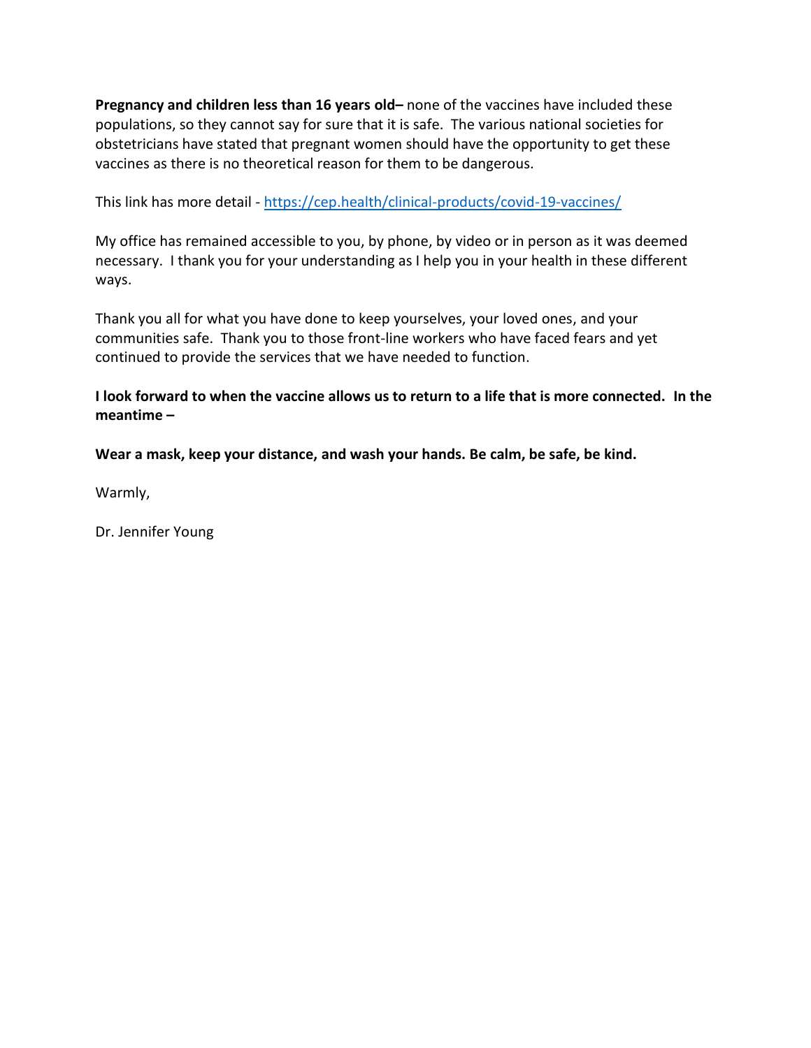**Pregnancy and children less than 16 years old–** none of the vaccines have included these populations, so they cannot say for sure that it is safe. The various national societies for obstetricians have stated that pregnant women should have the opportunity to get these vaccines as there is no theoretical reason for them to be dangerous.

This link has more detail - https://cep.health/clinical-products/covid-19-vaccines/

My office has remained accessible to you, by phone, by video or in person as it was deemed necessary. I thank you for your understanding as I help you in your health in these different ways.

Thank you all for what you have done to keep yourselves, your loved ones, and your communities safe. Thank you to those front-line workers who have faced fears and yet continued to provide the services that we have needed to function.

**I look forward to when the vaccine allows us to return to a life that is more connected. In the meantime –**

**Wear a mask, keep your distance, and wash your hands. Be calm, be safe, be kind.**

Warmly,

Dr. Jennifer Young